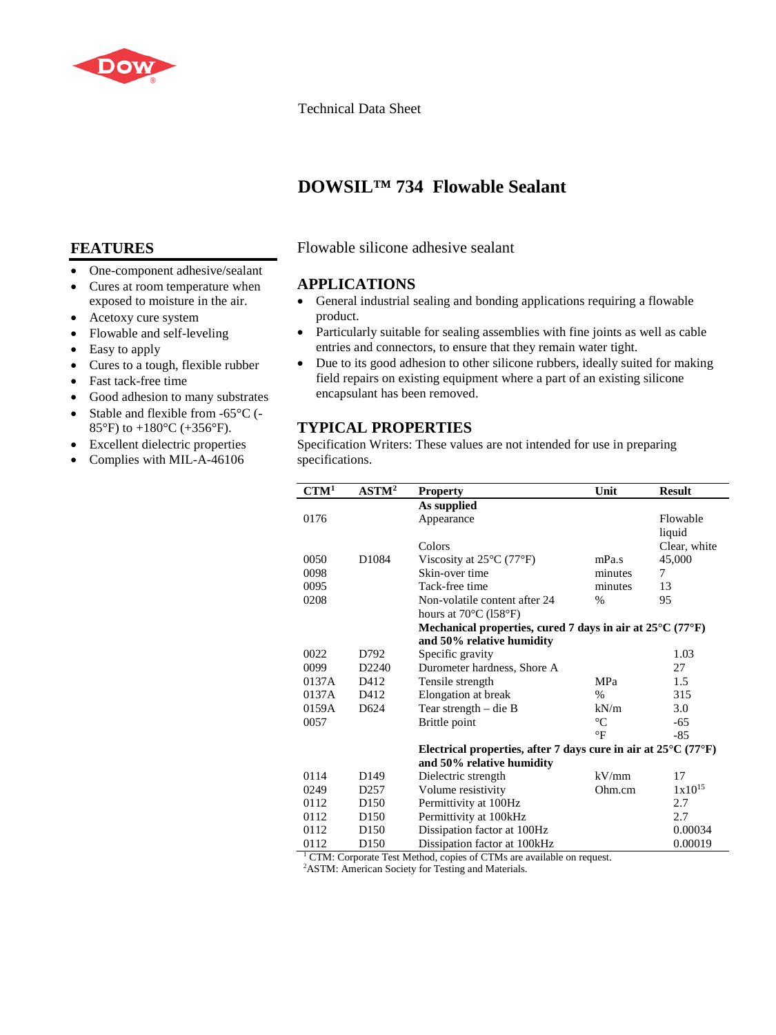Technical Data Sheet

# DOWSIL™ 734 Flowable Sealant

Flowable silicone adhesive sealant

## FEATURES

- One-component adhesive/sealant
- Cures at room temperature when exposed to moisture in the air.
- Acetoxy cure system
- Flowable and self-leveling
- Easy to apply
- Cures to a tough, flexible rubber
- Fast tack-free time
- Good adhesion to many substrates
- Stable and flexible from -65°C (-85°F) to +180°C (+356°F).
- Excellent dielectric properties
- Complies with MIL-A-46106

## APPLICATIONS

- General industrial sealing and bonding applications requiring a flowable product.
- Particularly suitable for sealing assemblies with fine joints as well as cable entries and connectors, to ensure that they remain water tight.
- Due to its good adhesion to other silicone rubbers, ideally suited for making field repairs on existing equipment where a part of an existing silicone encapsulant has been removed.

## TYPICAL PROPERTIES

Specification Writers: These values are not intended for use in preparing specifications.

| CTM[1] | ASTM[2] | Property | Unit | Result |
|---|---|---|---|---|
| | | **As supplied** | | |
| 0176 | | Appearance | | Flowable liquid |
| | | Colors | | Clear, white |
| 0050 | D1084 | Viscosity at 25°C (77°F) | mPa.s | 45,000 |
| 0098 | | Skin-over time | minutes | 7 |
| 0095 | | Tack-free time | minutes | 13 |
| 0208 | | Non-volatile content after 24 hours at 70°C (l58°F) | % | 95 |
| | | **Mechanical properties, cured 7 days in air at 25°C (77°F) and 50% relative humidity** | | |
| 0022 | D792 | Specific gravity | | 1.03 |
| 0099 | D2240 | Durometer hardness, Shore A | | 27 |
| 0137A | D412 | Tensile strength | MPa | 1.5 |
| 0137A | D412 | Elongation at break | % | 315 |
| 0159A | D624 | Tear strength – die B | kN/m | 3.0 |
| 0057 | | Brittle point | °C | -65 |
| | | | °F | -85 |
| | | **Electrical properties, after 7 days cure in air at 25°C (77°F) and 50% relative humidity** | | |
| 0114 | D149 | Dielectric strength | kV/mm | 17 |
| 0249 | D257 | Volume resistivity | Ohm.cm | $1x10^{15}$ |
| 0112 | D150 | Permittivity at 100Hz | | 2.7 |
| 0112 | D150 | Permittivity at 100kHz | | 2.7 |
| 0112 | D150 | Dissipation factor at 100Hz | | 0.00034 |
| 0112 | D150 | Dissipation factor at 100kHz | | 0.00019 |

[1] CTM: Corporate Test Method, copies of CTMs are available on request.
[2] ASTM: American Society for Testing and Materials.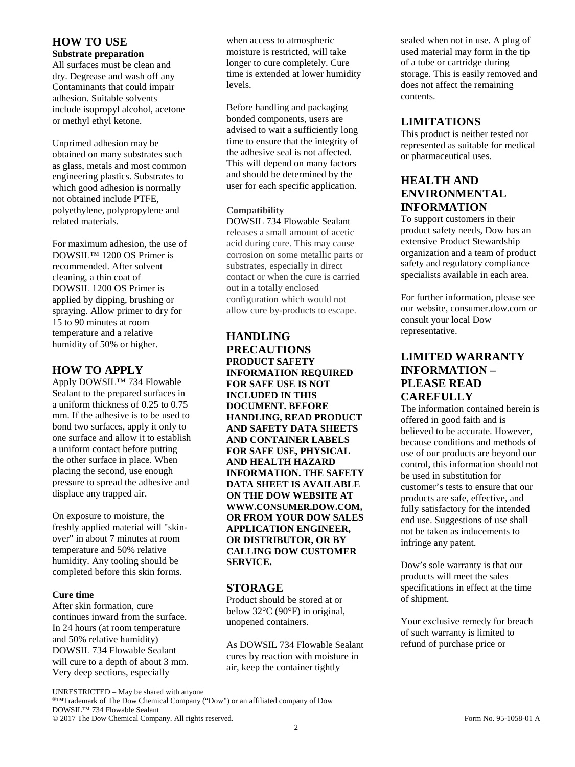## HOW TO USE

### Substrate preparation

All surfaces must be clean and dry. Degrease and wash off any Contaminants that could impair adhesion. Suitable solvents include isopropyl alcohol, acetone or methyl ethyl ketone.

Unprimed adhesion may be obtained on many substrates such as glass, metals and most common engineering plastics. Substrates to which good adhesion is normally not obtained include PTFE, polyethylene, polypropylene and related materials.

For maximum adhesion, the use of DOWSIL™ 1200 OS Primer is recommended. After solvent cleaning, a thin coat of DOWSIL 1200 OS Primer is applied by dipping, brushing or spraying. Allow primer to dry for 15 to 90 minutes at room temperature and a relative humidity of 50% or higher.

## HOW TO APPLY

Apply DOWSIL™ 734 Flowable Sealant to the prepared surfaces in a uniform thickness of 0.25 to 0.75 mm. If the adhesive is to be used to bond two surfaces, apply it only to one surface and allow it to establish a uniform contact before putting the other surface in place. When placing the second, use enough pressure to spread the adhesive and displace any trapped air.

On exposure to moisture, the freshly applied material will "skin-over" in about 7 minutes at room temperature and 50% relative humidity. Any tooling should be completed before this skin forms.

### Cure time

After skin formation, cure continues inward from the surface. In 24 hours (at room temperature and 50% relative humidity) DOWSIL 734 Flowable Sealant will cure to a depth of about 3 mm. Very deep sections, especially when access to atmospheric moisture is restricted, will take longer to cure completely. Cure time is extended at lower humidity levels.

Before handling and packaging bonded components, users are advised to wait a sufficiently long time to ensure that the integrity of the adhesive seal is not affected. This will depend on many factors and should be determined by the user for each specific application.

### Compatibility

DOWSIL 734 Flowable Sealant releases a small amount of acetic acid during cure. This may cause corrosion on some metallic parts or substrates, especially in direct contact or when the cure is carried out in a totally enclosed configuration which would not allow cure by-products to escape.

## HANDLING PRECAUTIONS

**PRODUCT SAFETY INFORMATION REQUIRED FOR SAFE USE IS NOT INCLUDED IN THIS DOCUMENT. BEFORE HANDLING, READ PRODUCT AND SAFETY DATA SHEETS AND CONTAINER LABELS FOR SAFE USE, PHYSICAL AND HEALTH HAZARD INFORMATION. THE SAFETY DATA SHEET IS AVAILABLE ON THE DOW WEBSITE AT WWW.CONSUMER.DOW.COM, OR FROM YOUR DOW SALES APPLICATION ENGINEER, OR DISTRIBUTOR, OR BY CALLING DOW CUSTOMER SERVICE.**

## STORAGE

Product should be stored at or below 32°C (90°F) in original, unopened containers.

As DOWSIL 734 Flowable Sealant cures by reaction with moisture in air, keep the container tightly sealed when not in use. A plug of used material may form in the tip of a tube or cartridge during storage. This is easily removed and does not affect the remaining contents.

## LIMITATIONS

This product is neither tested nor represented as suitable for medical or pharmaceutical uses.

## HEALTH AND ENVIRONMENTAL INFORMATION

To support customers in their product safety needs, Dow has an extensive Product Stewardship organization and a team of product safety and regulatory compliance specialists available in each area.

For further information, please see our website, consumer.dow.com or consult your local Dow representative.

## LIMITED WARRANTY INFORMATION – PLEASE READ CAREFULLY

The information contained herein is offered in good faith and is believed to be accurate. However, because conditions and methods of use of our products are beyond our control, this information should not be used in substitution for customer's tests to ensure that our products are safe, effective, and fully satisfactory for the intended end use. Suggestions of use shall not be taken as inducements to infringe any patent.

Dow's sole warranty is that our products will meet the sales specifications in effect at the time of shipment.

Your exclusive remedy for breach of such warranty is limited to refund of purchase price or

UNRESTRICTED – May be shared with anyone
®™Trademark of The Dow Chemical Company ("Dow") or an affiliated company of Dow
DOWSIL™ 734 Flowable Sealant
© 2017 The Dow Chemical Company. All rights reserved. Form No. 95-1058-01 A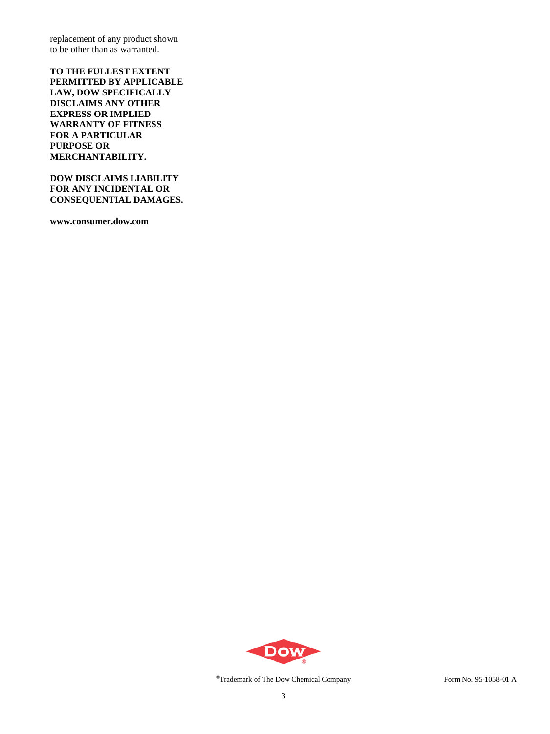replacement of any product shown to be other than as warranted.

**TO THE FULLEST EXTENT PERMITTED BY APPLICABLE LAW, DOW SPECIFICALLY DISCLAIMS ANY OTHER EXPRESS OR IMPLIED WARRANTY OF FITNESS FOR A PARTICULAR PURPOSE OR MERCHANTABILITY.**

**DOW DISCLAIMS LIABILITY FOR ANY INCIDENTAL OR CONSEQUENTIAL DAMAGES.**

**www.consumer.dow.com**

®Trademark of The Dow Chemical Company

Form No. 95-1058-01 A